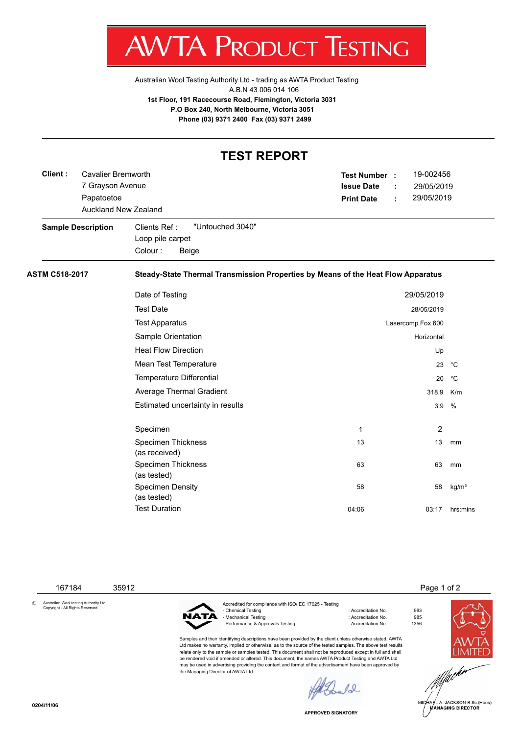# AWTA PRODUCT TESTING

Australian Wool Testing Authority Ltd - trading as AWTA Product Testing
A.B.N 43 006 014 106
**1st Floor, 191 Racecourse Road, Flemington, Victoria 3031**
**P.O Box 240, North Melbourne, Victoria 3051**
**Phone (03) 9371 2400 Fax (03) 9371 2499**

## TEST REPORT

**Client :** Cavalier Bremworth
7 Grayson Avenue
Papatoetoe
Auckland New Zealand

**Test Number :** 19-002456
**Issue Date :** 29/05/2019
**Print Date :** 29/05/2019

**Sample Description**
Clients Ref : "Untouched 3040"
Loop pile carpet
Colour : Beige

**ASTM C518-2017** — **Steady-State Thermal Transmission Properties by Means of the Heat Flow Apparatus**

| | |
|---|---|
| Date of Testing | 29/05/2019 |
| Test Date | 28/05/2019 |
| Test Apparatus | Lasercomp Fox 600 |
| Sample Orientation | Horizontal |
| Heat Flow Direction | Up |
| Mean Test Temperature | 23 °C |
| Temperature Differential | 20 °C |
| Average Thermal Gradient | 318.9 K/m |
| Estimated uncertainty in results | 3.9 % |

| Specimen | 1 | 2 | |
|---|---|---|---|
| Specimen Thickness (as received) | 13 | 13 | mm |
| Specimen Thickness (as tested) | 63 | 63 | mm |
| Specimen Density (as tested) | 58 | 58 | kg/m³ |
| Test Duration | 04:06 | 03:17 | hrs:mins |

167184 35912

© Australian Wool testing Authority Ltd
Copyright - All Rights Reserved

Accredited for compliance with ISO/IEC 17025 - Testing

| | | |
|---|---|---|
| - Chemical Testing | : Accreditation No. | 983 |
| - Mechanical Testing | : Accreditation No. | 985 |
| - Performance & Approvals Testing | : Accreditation No. | 1356 |

Samples and their identifying descriptions have been provided by the client unless otherwise stated. AWTA Ltd makes no warranty, implied or otherwise, as to the source of the tested samples. The above test results relate only to the sample or samples tested. This document shall not be reproduced except in full and shall be rendered void if amended or altered. This document, the names AWTA Product Testing and AWTA Ltd may be used in advertising providing the content and format of the advertisement have been approved by the Managing Director of AWTA Ltd.

APPROVED SIGNATORY

MICHAEL A. JACKSON B.Sc.(Hons)
MANAGING DIRECTOR

0204/11/06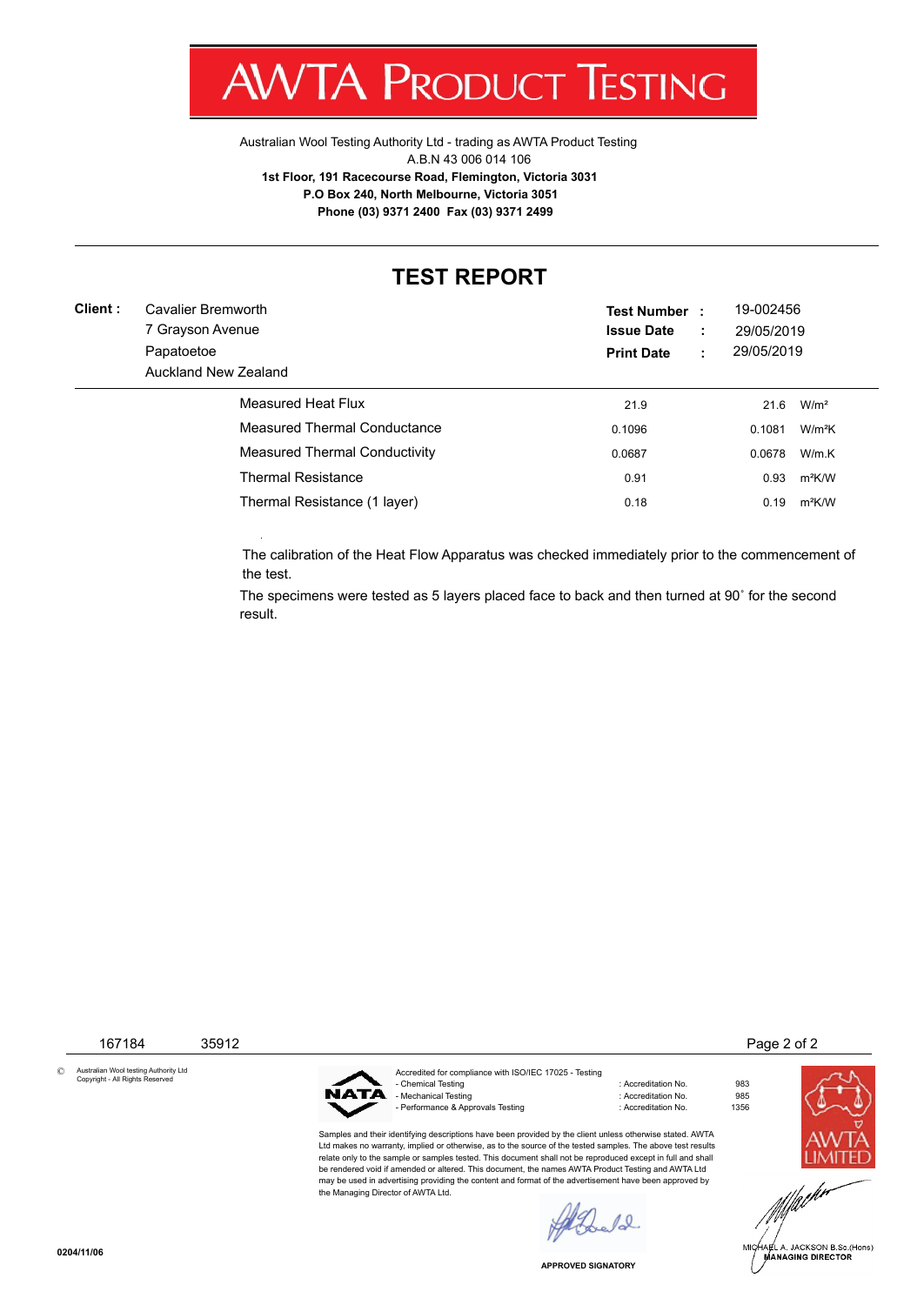# AWTA PRODUCT TESTING

Australian Wool Testing Authority Ltd - trading as AWTA Product Testing
A.B.N 43 006 014 106
**1st Floor, 191 Racecourse Road, Flemington, Victoria 3031**
**P.O Box 240, North Melbourne, Victoria 3051**
**Phone (03) 9371 2400 Fax (03) 9371 2499**

## TEST REPORT

**Client :** Cavalier Bremworth
7 Grayson Avenue
Papatoetoe
Auckland New Zealand

**Test Number :** 19-002456
**Issue Date :** 29/05/2019
**Print Date :** 29/05/2019

| | | | |
|---|---|---|---|
| Measured Heat Flux | 21.9 | 21.6 | W/m² |
| Measured Thermal Conductance | 0.1096 | 0.1081 | W/m²K |
| Measured Thermal Conductivity | 0.0687 | 0.0678 | W/m.K |
| Thermal Resistance | 0.91 | 0.93 | m²K/W |
| Thermal Resistance (1 layer) | 0.18 | 0.19 | m²K/W |

The calibration of the Heat Flow Apparatus was checked immediately prior to the commencement of the test.

The specimens were tested as 5 layers placed face to back and then turned at 90˚ for the second result.

167184 35912

© Australian Wool testing Authority Ltd
Copyright - All Rights Reserved

Accredited for compliance with ISO/IEC 17025 - Testing

| | | |
|---|---|---|
| - Chemical Testing | : Accreditation No. | 983 |
| - Mechanical Testing | : Accreditation No. | 985 |
| - Performance & Approvals Testing | : Accreditation No. | 1356 |

Samples and their identifying descriptions have been provided by the client unless otherwise stated. AWTA Ltd makes no warranty, implied or otherwise, as to the source of the tested samples. The above test results relate only to the sample or samples tested. This document shall not be reproduced except in full and shall be rendered void if amended or altered. This document, the names AWTA Product Testing and AWTA Ltd may be used in advertising providing the content and format of the advertisement have been approved by the Managing Director of AWTA Ltd.

APPROVED SIGNATORY

MICHAEL A. JACKSON B.Sc.(Hons)
MANAGING DIRECTOR

0204/11/06